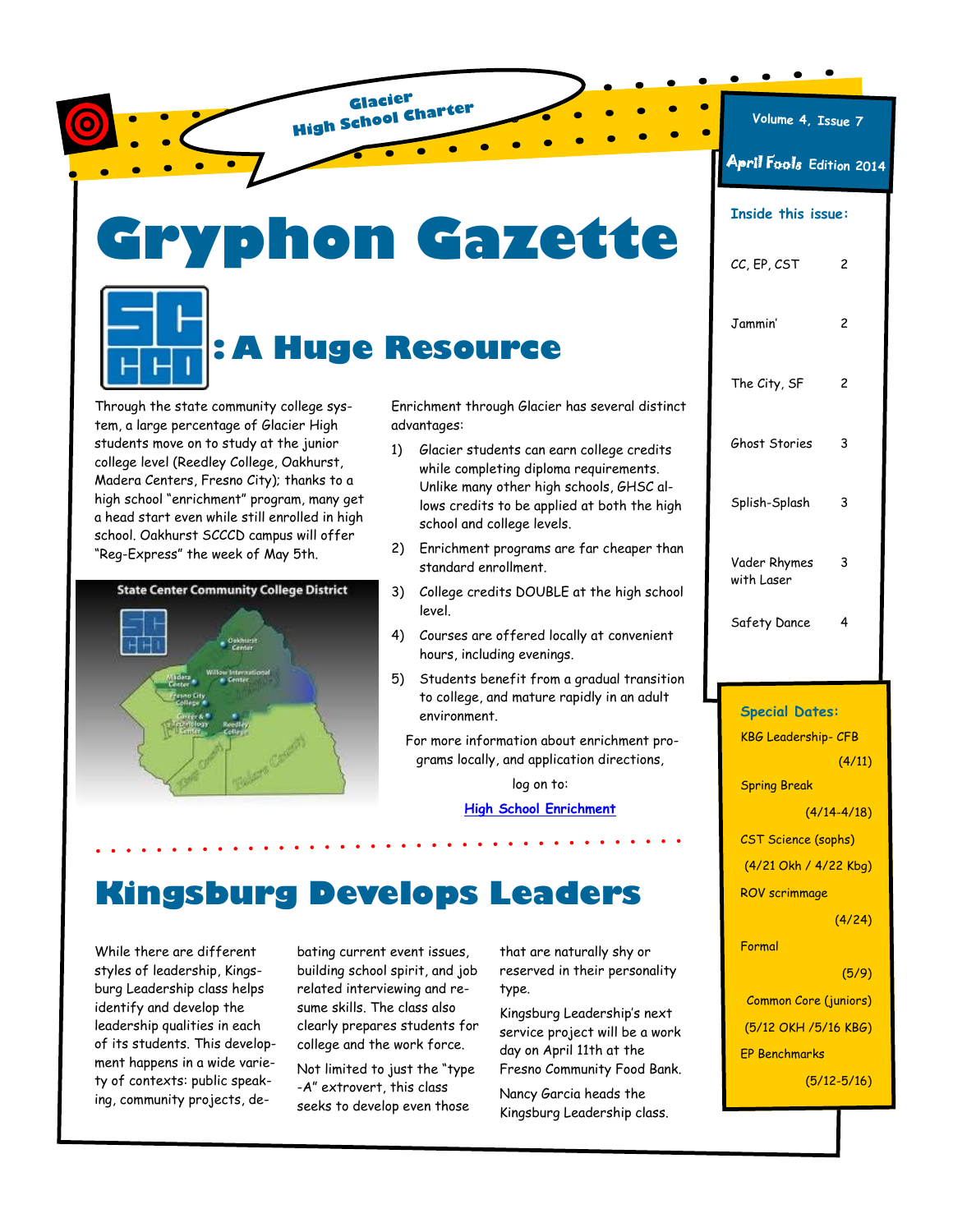Glacier High School Charter

Volume 4, Issue 7

April Fools Edition 2014

# Gryphon Gazette

## SCCCD: A Huge Resource

Through the state community college system, a large percentage of Glacier High students move on to study at the junior college level (Reedley College, Oakhurst, Madera Centers, Fresno City); thanks to a high school "enrichment" program, many get a head start even while still enrolled in high school. Oakhurst SCCCD campus will offer "Reg-Express" the week of May 5th.

State Center Community College District

Enrichment through Glacier has several distinct advantages:

1) Glacier students can earn college credits while completing diploma requirements. Unlike many other high schools, GHSC allows credits to be applied at both the high school and college levels.
2) Enrichment programs are far cheaper than standard enrollment.
3) College credits DOUBLE at the high school level.
4) Courses are offered locally at convenient hours, including evenings.
5) Students benefit from a gradual transition to college, and mature rapidly in an adult environment.

For more information about enrichment programs locally, and application directions, log on to:

[High School Enrichment]

## Kingsburg Develops Leaders

While there are different styles of leadership, Kingsburg Leadership class helps identify and develop the leadership qualities in each of its students. This development happens in a wide variety of contexts: public speaking, community projects, debating current event issues, building school spirit, and job related interviewing and resume skills. The class also clearly prepares students for college and the work force.

Not limited to just the "type-A" extrovert, this class seeks to develop even those that are naturally shy or reserved in their personality type.

Kingsburg Leadership's next service project will be a work day on April 11th at the Fresno Community Food Bank.

Nancy Garcia heads the Kingsburg Leadership class.

### Inside this issue:

| | |
|---|---|
| CC, EP, CST | 2 |
| Jammin' | 2 |
| The City, SF | 2 |
| Ghost Stories | 3 |
| Splish-Splash | 3 |
| Vader Rhymes with Laser | 3 |
| Safety Dance | 4 |

### Special Dates:

- KBG Leadership- CFB (4/11)
- Spring Break (4/14-4/18)
- CST Science (sophs) (4/21 Okh / 4/22 Kbg)
- ROV scrimmage (4/24)
- Formal (5/9)
- Common Core (juniors) (5/12 OKH /5/16 KBG)
- EP Benchmarks (5/12-5/16)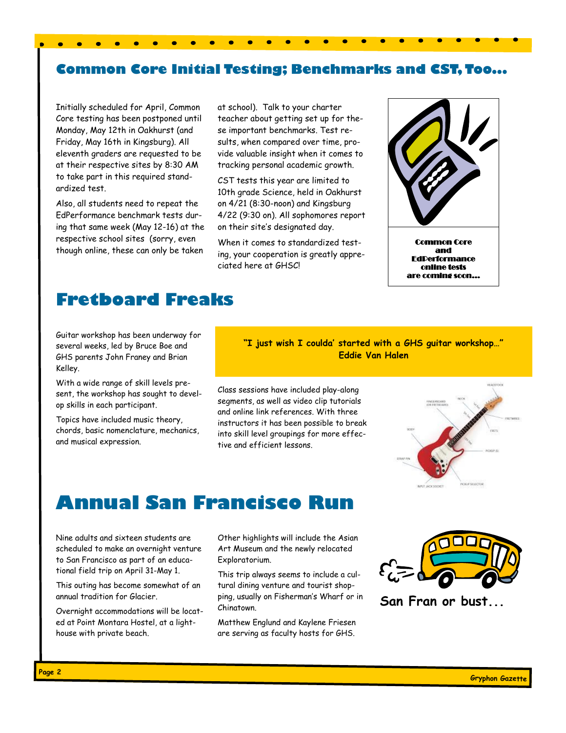## Common Core Initial Testing; Benchmarks and CST, Too...

Initially scheduled for April, Common Core testing has been postponed until Monday, May 12th in Oakhurst (and Friday, May 16th in Kingsburg). All eleventh graders are requested to be at their respective sites by 8:30 AM to take part in this required standardized test.

Also, all students need to repeat the EdPerformance benchmark tests during that same week (May 12-16) at the respective school sites (sorry, even though online, these can only be taken at school). Talk to your charter teacher about getting set up for these important benchmarks. Test results, when compared over time, provide valuable insight when it comes to tracking personal academic growth.

CST tests this year are limited to 10th grade Science, held in Oakhurst on 4/21 (8:30-noon) and Kingsburg 4/22 (9:30 on). All sophomores report on their site's designated day.

When it comes to standardized testing, your cooperation is greatly appreciated here at GHSC!

**Common Core and EdPerformance online tests are coming soon...**

## Fretboard Freaks

Guitar workshop has been underway for several weeks, led by Bruce Boe and GHS parents John Franey and Brian Kelley.

With a wide range of skill levels present, the workshop has sought to develop skills in each participant.

Topics have included music theory, chords, basic nomenclature, mechanics, and musical expression.

**"I just wish I coulda' started with a GHS guitar workshop..."**
**Eddie Van Halen**

Class sessions have included play-along segments, as well as video clip tutorials and online link references. With three instructors it has been possible to break into skill level groupings for more effective and efficient lessons.

## Annual San Francisco Run

Nine adults and sixteen students are scheduled to make an overnight venture to San Francisco as part of an educational field trip on April 31-May 1.

This outing has become somewhat of an annual tradition for Glacier.

Overnight accommodations will be located at Point Montara Hostel, at a lighthouse with private beach.

Other highlights will include the Asian Art Museum and the newly relocated Exploratorium.

This trip always seems to include a cultural dining venture and tourist shopping, usually on Fisherman's Wharf or in Chinatown.

Matthew Englund and Kaylene Friesen are serving as faculty hosts for GHS.

**San Fran or bust...**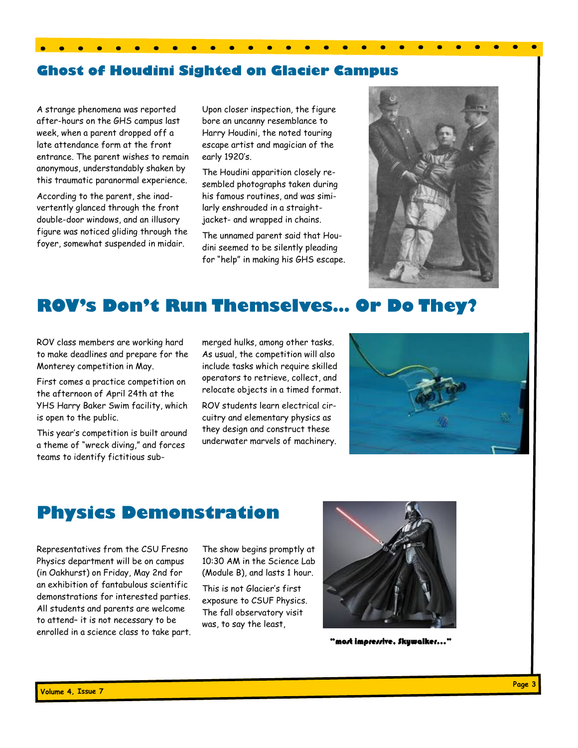## Ghost of Houdini Sighted on Glacier Campus

A strange phenomena was reported after-hours on the GHS campus last week, when a parent dropped off a late attendance form at the front entrance. The parent wishes to remain anonymous, understandably shaken by this traumatic paranormal experience.

According to the parent, she inadvertently glanced through the front double-door windows, and an illusory figure was noticed gliding through the foyer, somewhat suspended in midair.

Upon closer inspection, the figure bore an uncanny resemblance to Harry Houdini, the noted touring escape artist and magician of the early 1920's.

The Houdini apparition closely resembled photographs taken during his famous routines, and was similarly enshrouded in a straight-jacket- and wrapped in chains.

The unnamed parent said that Houdini seemed to be silently pleading for "help" in making his GHS escape.

## ROV's Don't Run Themselves… Or Do They?

ROV class members are working hard to make deadlines and prepare for the Monterey competition in May.

First comes a practice competition on the afternoon of April 24th at the YHS Harry Baker Swim facility, which is open to the public.

This year's competition is built around a theme of "wreck diving," and forces teams to identify fictitious submerged hulks, among other tasks. As usual, the competition will also include tasks which require skilled operators to retrieve, collect, and relocate objects in a timed format.

ROV students learn electrical circuitry and elementary physics as they design and construct these underwater marvels of machinery.

## Physics Demonstration

Representatives from the CSU Fresno Physics department will be on campus (in Oakhurst) on Friday, May 2nd for an exhibition of fantabulous scientific demonstrations for interested parties. All students and parents are welcome to attend– it is not necessary to be enrolled in a science class to take part.

The show begins promptly at 10:30 AM in the Science Lab (Module B), and lasts 1 hour.

This is not Glacier's first exposure to CSUF Physics. The fall observatory visit was, to say the least,

**"most impressive, Skywalker…"**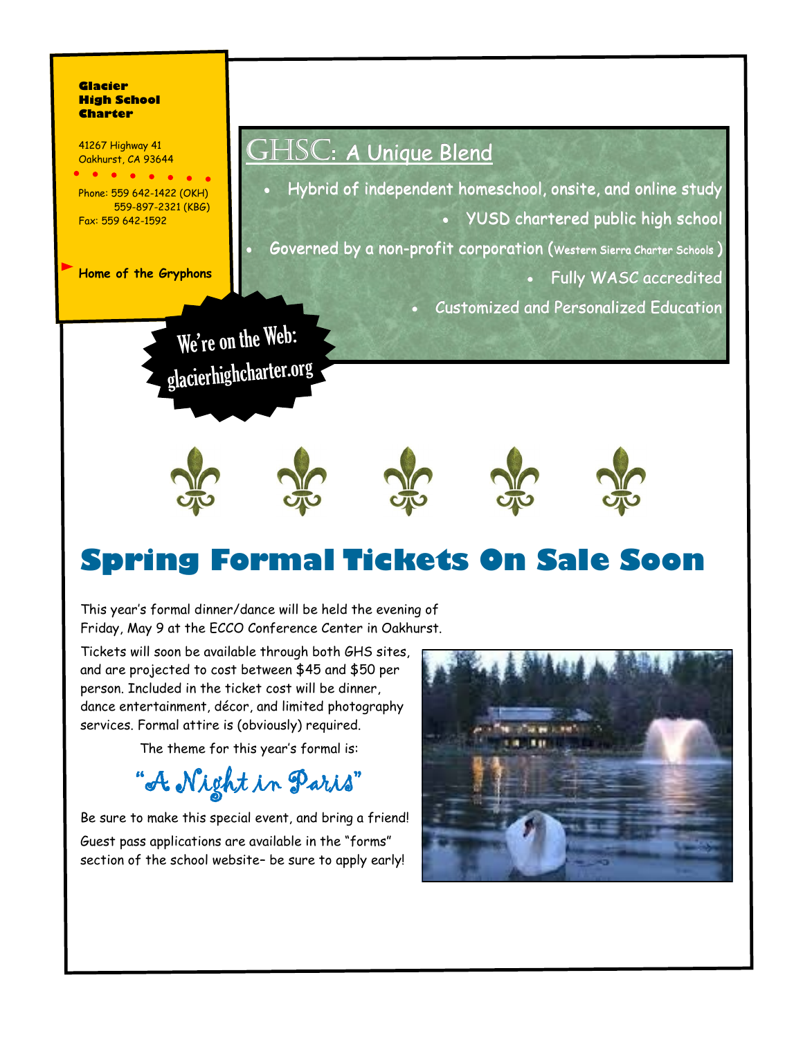**Glacier High School Charter**

41267 Highway 41
Oakhurst, CA 93644

Phone: 559 642-1422 (OKH)
559-897-2321 (KBG)
Fax: 559 642-1592

Home of the Gryphons

We're on the Web:
glacierhighcharter.org

## GHSC: A Unique Blend

- Hybrid of independent homeschool, onsite, and online study
- YUSD chartered public high school
- Governed by a non-profit corporation (Western Sierra Charter Schools )
- Fully WASC accredited
- Customized and Personalized Education

# Spring Formal Tickets On Sale Soon

This year's formal dinner/dance will be held the evening of Friday, May 9 at the ECCO Conference Center in Oakhurst.

Tickets will soon be available through both GHS sites, and are projected to cost between $45 and $50 per person. Included in the ticket cost will be dinner, dance entertainment, décor, and limited photography services. Formal attire is (obviously) required.

The theme for this year's formal is:

*"A Night in Paris"*

Be sure to make this special event, and bring a friend!

Guest pass applications are available in the "forms" section of the school website– be sure to apply early!